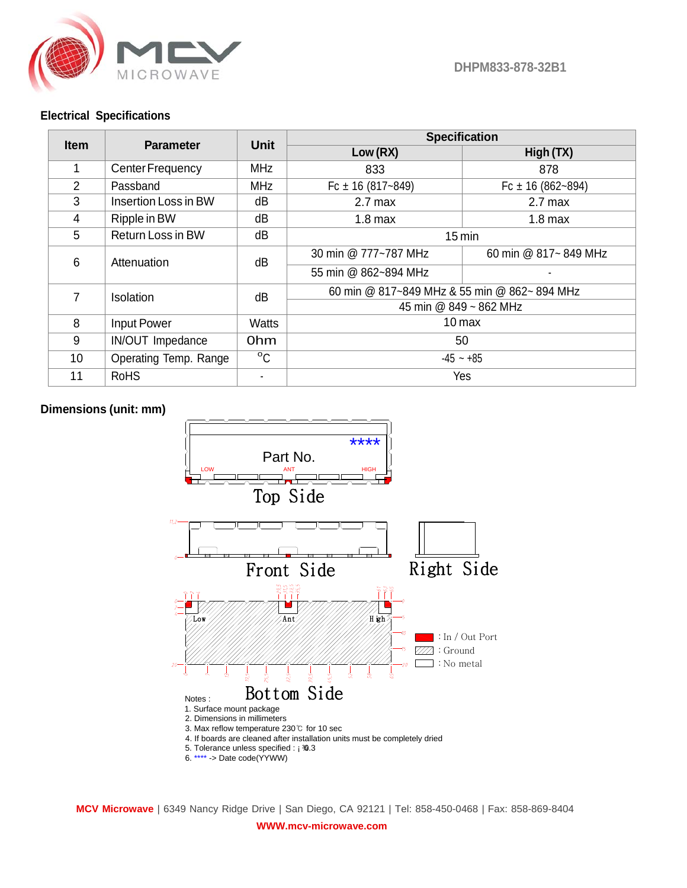DHPM833-878-32B1

## Electrical Specifications

| Item | Parameter | Unit | Specification | |
|---|---|---|---|---|
| | | | Low (RX) | High (TX) |
| 1 | Center Frequency | MHz | 833 | 878 |
| 2 | Passband | MHz | Fc ± 16 (817~849) | Fc ± 16 (862~894) |
| 3 | Insertion Loss in BW | dB | 2.7 max | 2.7 max |
| 4 | Ripple in BW | dB | 1.8 max | 1.8 max |
| 5 | Return Loss in BW | dB | 15 min | |
| 6 | Attenuation | dB | 30 min @ 777~787 MHz | 60 min @ 817~ 849 MHz |
| | | | 55 min @ 862~894 MHz | - |
| 7 | Isolation | dB | 60 min @ 817~849 MHz & 55 min @ 862~ 894 MHz | |
| | | | 45 min @ 849 ~ 862 MHz | |
| 8 | Input Power | Watts | 10 max | |
| 9 | IN/OUT Impedance | Ohm | 50 | |
| 10 | Operating Temp. Range | °C | -45 ~ +85 | |
| 11 | RoHS | - | Yes | |

## Dimensions (unit: mm)

****
Part No.
LOW ANT HIGH

Top Side

Front Side

Right Side

Low Ant High

Bottom Side

: In / Out Port
: Ground
: No metal

Notes :
1. Surface mount package
2. Dimensions in millimeters
3. Max reflow temperature 230℃ for 10 sec
4. If boards are cleaned after installation units must be completely dried
5. Tolerance unless specified : ±0.3
6. **** -> Date code(YYWW)

**MCV Microwave** | 6349 Nancy Ridge Drive | San Diego, CA 92121 | Tel: 858-450-0468 | Fax: 858-869-8404

**WWW.mcv-microwave.com**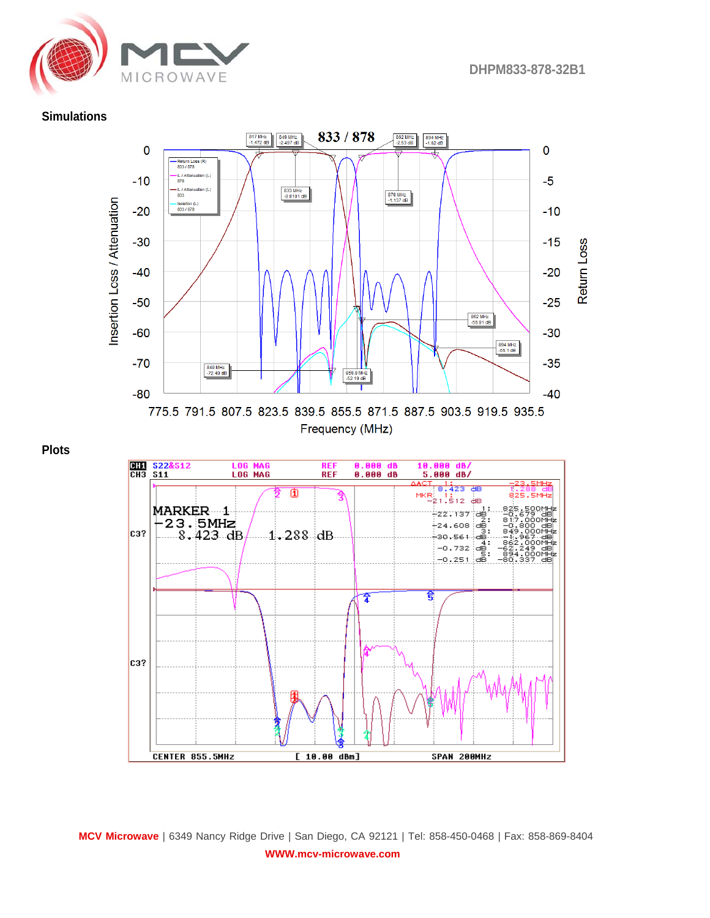## Simulations

## Plots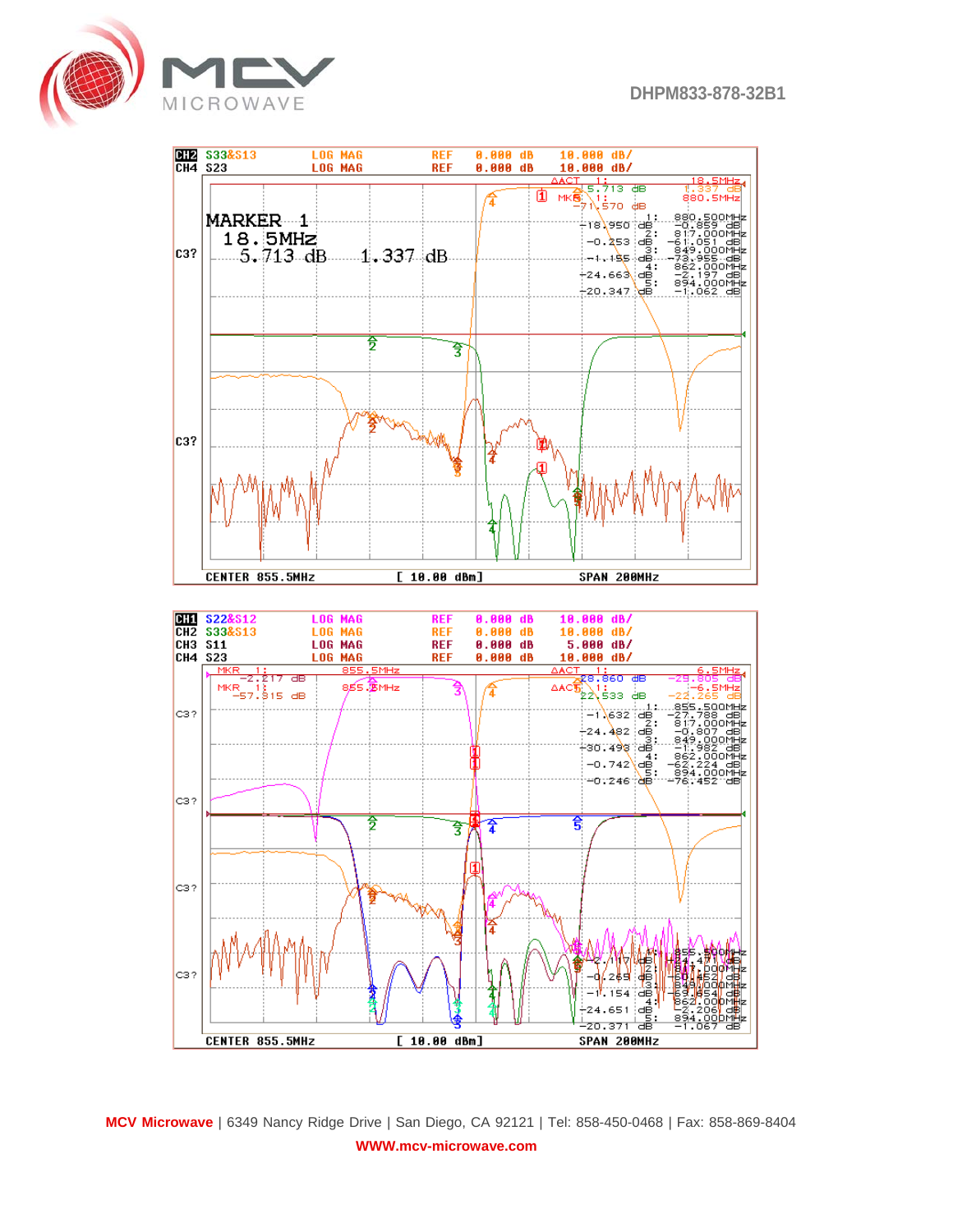DHPM833-878-32B1

CH2 S33&S13 LOG MAG REF 0.000 dB 10.000 dB/
CH4 S23 LOG MAG REF 0.000 dB 10.000 dB/

ΔACT 1: 18.5MHz
5.713 dB 1.337 dB
MKR 1: 880.5MHz
-71.570 dB

1: 880.500MHz
-18.950 dB -0.859 dB
2: 817.000MHz
-0.253 dB -61.051 dB
3: 849.000MHz
-1.155 dB -73.955 dB
4: 862.000MHz
-24.663 dB -2.197 dB
5: 894.000MHz
-20.347 dB -1.062 dB

MARKER 1
18.5MHz
5.713 dB 1.337 dB

CENTER 855.5MHz [ 10.00 dBm] SPAN 200MHz

CH1 S22&S12 LOG MAG REF 0.000 dB 10.000 dB/
CH2 S33&S13 LOG MAG REF 0.000 dB 10.000 dB/
CH3 S11 LOG MAG REF 0.000 dB 5.000 dB/
CH4 S23 LOG MAG REF 0.000 dB 10.000 dB/

MKR 1: 855.5MHz
-2.217 dB
MKR 1: 855.5MHz
-57.315 dB

ΔACT 1: 6.5MHz
28.860 dB -29.805 dB
ΔACT 1: -6.5MHz
22.533 dB -22.265 dB

1: 855.500MHz
-1.632 dB -27.788 dB
2: 817.000MHz
-24.482 dB -0.807 dB
3: 849.000MHz
-30.493 dB -1.982 dB
4: 862.000MHz
-0.742 dB -62.224 dB
5: 894.000MHz
-0.246 dB -76.452 dB

1: 855.500MHz
-2.117 dB -24.471 dB
2: 817.000MHz
-0.265 dB -60.452 dB
3: 849.000MHz
-1.154 dB -69.654 dB
4: 862.000MHz
-24.651 dB -2.206 dB
5: 894.000MHz
-20.371 dB -1.067 dB

CENTER 855.5MHz [ 10.00 dBm] SPAN 200MHz

**MCV Microwave** | 6349 Nancy Ridge Drive | San Diego, CA 92121 | Tel: 858-450-0468 | Fax: 858-869-8404

**WWW.mcv-microwave.com**